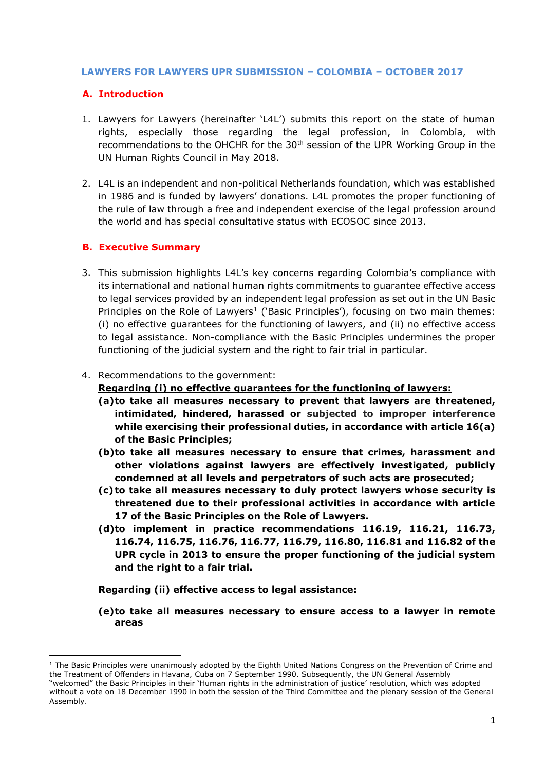**LAWYERS FOR LAWYERS UPR SUBMISSION – COLOMBIA – OCTOBER 2017**

## A. Introduction

1. Lawyers for Lawyers (hereinafter 'L4L') submits this report on the state of human rights, especially those regarding the legal profession, in Colombia, with recommendations to the OHCHR for the 30th session of the UPR Working Group in the UN Human Rights Council in May 2018.

2. L4L is an independent and non-political Netherlands foundation, which was established in 1986 and is funded by lawyers' donations. L4L promotes the proper functioning of the rule of law through a free and independent exercise of the legal profession around the world and has special consultative status with ECOSOC since 2013.

## B. Executive Summary

3. This submission highlights L4L's key concerns regarding Colombia's compliance with its international and national human rights commitments to guarantee effective access to legal services provided by an independent legal profession as set out in the UN Basic Principles on the Role of Lawyers[1] ('Basic Principles'), focusing on two main themes: (i) no effective guarantees for the functioning of lawyers, and (ii) no effective access to legal assistance. Non-compliance with the Basic Principles undermines the proper functioning of the judicial system and the right to fair trial in particular.

4. Recommendations to the government:

   **Regarding (i) no effective guarantees for the functioning of lawyers:**

   **(a) to take all measures necessary to prevent that lawyers are threatened, intimidated, hindered, harassed or subjected to improper interference while exercising their professional duties, in accordance with article 16(a) of the Basic Principles;**

   **(b) to take all measures necessary to ensure that crimes, harassment and other violations against lawyers are effectively investigated, publicly condemned at all levels and perpetrators of such acts are prosecuted;**

   **(c) to take all measures necessary to duly protect lawyers whose security is threatened due to their professional activities in accordance with article 17 of the Basic Principles on the Role of Lawyers.**

   **(d) to implement in practice recommendations 116.19, 116.21, 116.73, 116.74, 116.75, 116.76, 116.77, 116.79, 116.80, 116.81 and 116.82 of the UPR cycle in 2013 to ensure the proper functioning of the judicial system and the right to a fair trial.**

   **Regarding (ii) effective access to legal assistance:**

   **(e) to take all measures necessary to ensure access to a lawyer in remote areas**

---

[1] The Basic Principles were unanimously adopted by the Eighth United Nations Congress on the Prevention of Crime and the Treatment of Offenders in Havana, Cuba on 7 September 1990. Subsequently, the UN General Assembly "welcomed" the Basic Principles in their 'Human rights in the administration of justice' resolution, which was adopted without a vote on 18 December 1990 in both the session of the Third Committee and the plenary session of the General Assembly.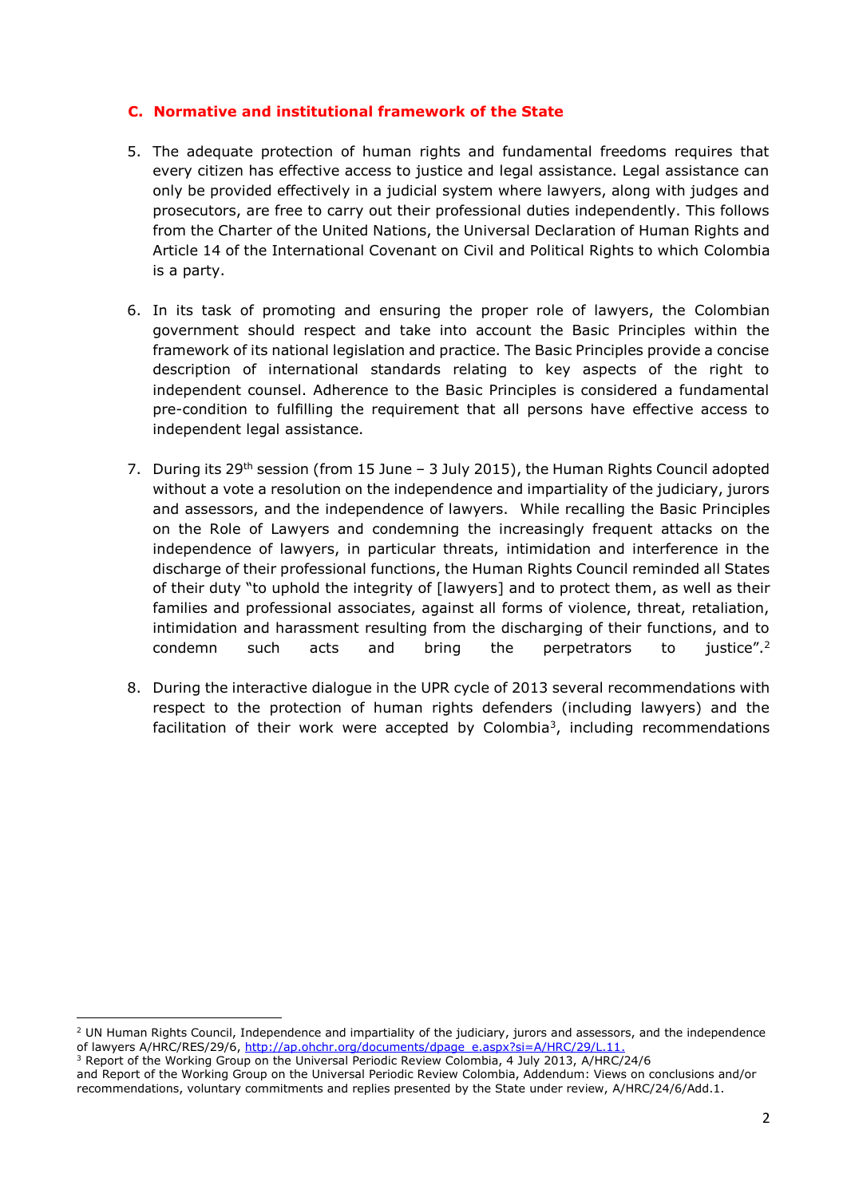### C. Normative and institutional framework of the State

5. The adequate protection of human rights and fundamental freedoms requires that every citizen has effective access to justice and legal assistance. Legal assistance can only be provided effectively in a judicial system where lawyers, along with judges and prosecutors, are free to carry out their professional duties independently. This follows from the Charter of the United Nations, the Universal Declaration of Human Rights and Article 14 of the International Covenant on Civil and Political Rights to which Colombia is a party.

6. In its task of promoting and ensuring the proper role of lawyers, the Colombian government should respect and take into account the Basic Principles within the framework of its national legislation and practice. The Basic Principles provide a concise description of international standards relating to key aspects of the right to independent counsel. Adherence to the Basic Principles is considered a fundamental pre-condition to fulfilling the requirement that all persons have effective access to independent legal assistance.

7. During its 29th session (from 15 June – 3 July 2015), the Human Rights Council adopted without a vote a resolution on the independence and impartiality of the judiciary, jurors and assessors, and the independence of lawyers. While recalling the Basic Principles on the Role of Lawyers and condemning the increasingly frequent attacks on the independence of lawyers, in particular threats, intimidation and interference in the discharge of their professional functions, the Human Rights Council reminded all States of their duty "to uphold the integrity of [lawyers] and to protect them, as well as their families and professional associates, against all forms of violence, threat, retaliation, intimidation and harassment resulting from the discharging of their functions, and to condemn such acts and bring the perpetrators to justice".[2]

8. During the interactive dialogue in the UPR cycle of 2013 several recommendations with respect to the protection of human rights defenders (including lawyers) and the facilitation of their work were accepted by Colombia[3], including recommendations

---

[2] UN Human Rights Council, Independence and impartiality of the judiciary, jurors and assessors, and the independence of lawyers A/HRC/RES/29/6, http://ap.ohchr.org/documents/dpage_e.aspx?si=A/HRC/29/L.11.

[3] Report of the Working Group on the Universal Periodic Review Colombia, 4 July 2013, A/HRC/24/6 and Report of the Working Group on the Universal Periodic Review Colombia, Addendum: Views on conclusions and/or recommendations, voluntary commitments and replies presented by the State under review, A/HRC/24/6/Add.1.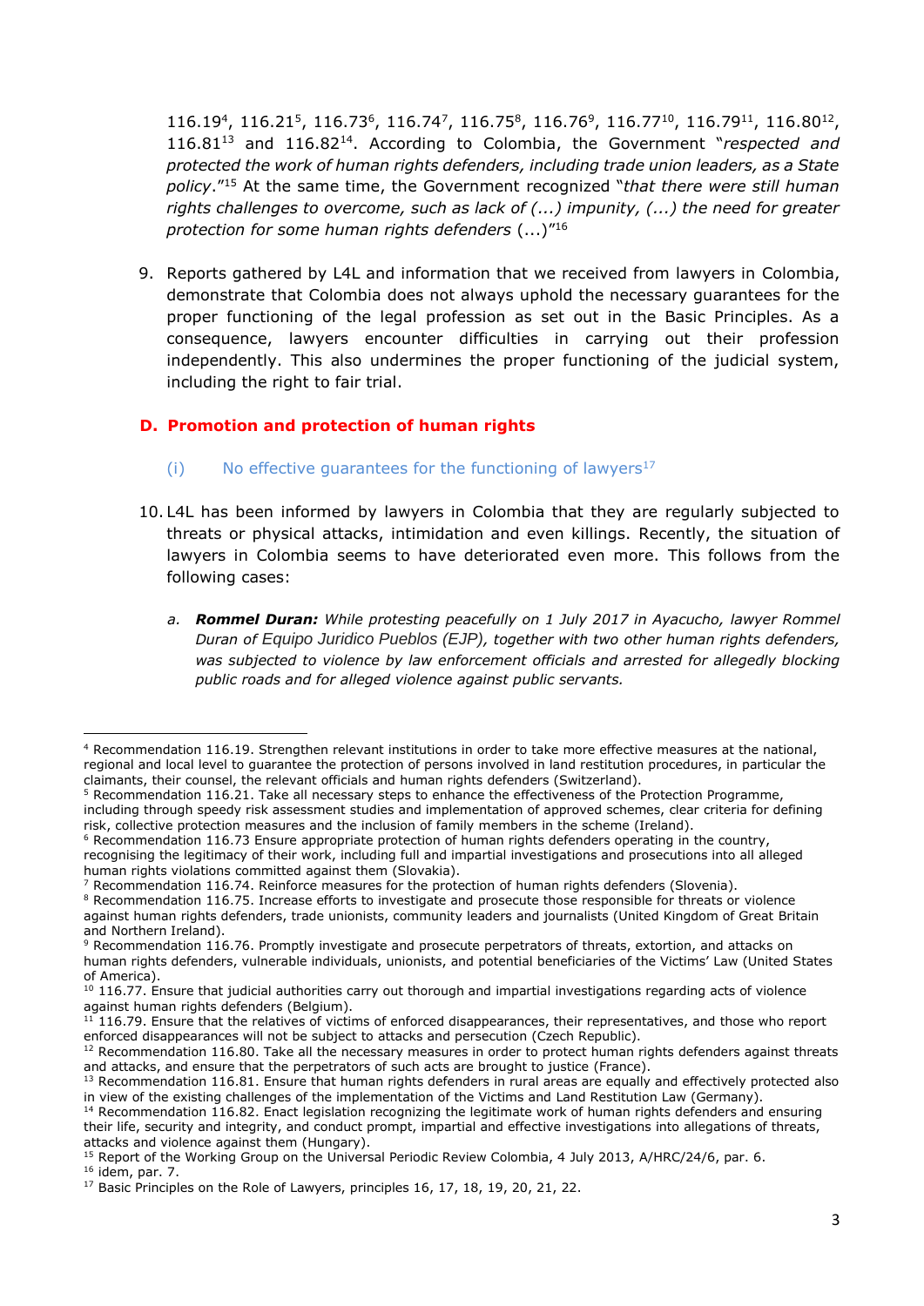116.19[4], 116.21[5], 116.73[6], 116.74[7], 116.75[8], 116.76[9], 116.77[10], 116.79[11], 116.80[12], 116.81[13] and 116.82[14]. According to Colombia, the Government "*respected and protected the work of human rights defenders, including trade union leaders, as a State policy*."[15] At the same time, the Government recognized "*that there were still human rights challenges to overcome, such as lack of (...) impunity, (...) the need for greater protection for some human rights defenders* (...)"[16]

9. Reports gathered by L4L and information that we received from lawyers in Colombia, demonstrate that Colombia does not always uphold the necessary guarantees for the proper functioning of the legal profession as set out in the Basic Principles. As a consequence, lawyers encounter difficulties in carrying out their profession independently. This also undermines the proper functioning of the judicial system, including the right to fair trial.

## D. Promotion and protection of human rights

### (i) No effective guarantees for the functioning of lawyers[17]

10. L4L has been informed by lawyers in Colombia that they are regularly subjected to threats or physical attacks, intimidation and even killings. Recently, the situation of lawyers in Colombia seems to have deteriorated even more. This follows from the following cases:

    a. ***Rommel Duran:*** *While protesting peacefully on 1 July 2017 in Ayacucho, lawyer Rommel Duran of Equipo Juridico Pueblos (EJP), together with two other human rights defenders, was subjected to violence by law enforcement officials and arrested for allegedly blocking public roads and for alleged violence against public servants.*

---

[4] Recommendation 116.19. Strengthen relevant institutions in order to take more effective measures at the national, regional and local level to guarantee the protection of persons involved in land restitution procedures, in particular the claimants, their counsel, the relevant officials and human rights defenders (Switzerland).

[5] Recommendation 116.21. Take all necessary steps to enhance the effectiveness of the Protection Programme, including through speedy risk assessment studies and implementation of approved schemes, clear criteria for defining risk, collective protection measures and the inclusion of family members in the scheme (Ireland).

[6] Recommendation 116.73 Ensure appropriate protection of human rights defenders operating in the country, recognising the legitimacy of their work, including full and impartial investigations and prosecutions into all alleged human rights violations committed against them (Slovakia).

[7] Recommendation 116.74. Reinforce measures for the protection of human rights defenders (Slovenia).

[8] Recommendation 116.75. Increase efforts to investigate and prosecute those responsible for threats or violence against human rights defenders, trade unionists, community leaders and journalists (United Kingdom of Great Britain and Northern Ireland).

[9] Recommendation 116.76. Promptly investigate and prosecute perpetrators of threats, extortion, and attacks on human rights defenders, vulnerable individuals, unionists, and potential beneficiaries of the Victims' Law (United States of America).

[10] 116.77. Ensure that judicial authorities carry out thorough and impartial investigations regarding acts of violence against human rights defenders (Belgium).

[11] 116.79. Ensure that the relatives of victims of enforced disappearances, their representatives, and those who report enforced disappearances will not be subject to attacks and persecution (Czech Republic).

[12] Recommendation 116.80. Take all the necessary measures in order to protect human rights defenders against threats and attacks, and ensure that the perpetrators of such acts are brought to justice (France).

[13] Recommendation 116.81. Ensure that human rights defenders in rural areas are equally and effectively protected also in view of the existing challenges of the implementation of the Victims and Land Restitution Law (Germany).

[14] Recommendation 116.82. Enact legislation recognizing the legitimate work of human rights defenders and ensuring their life, security and integrity, and conduct prompt, impartial and effective investigations into allegations of threats, attacks and violence against them (Hungary).

[15] Report of the Working Group on the Universal Periodic Review Colombia, 4 July 2013, A/HRC/24/6, par. 6.

[16] idem, par. 7.

[17] Basic Principles on the Role of Lawyers, principles 16, 17, 18, 19, 20, 21, 22.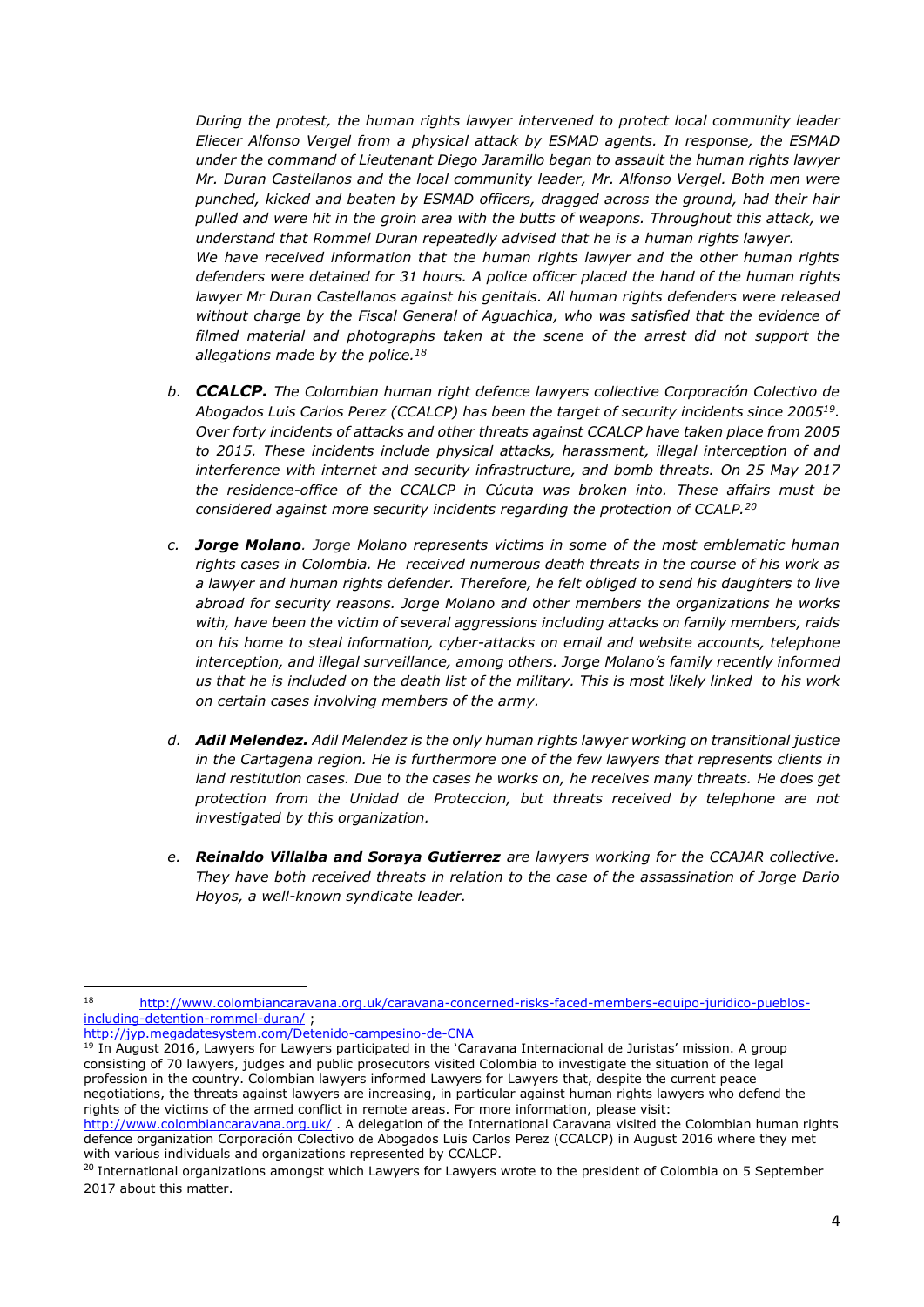*During the protest, the human rights lawyer intervened to protect local community leader Eliecer Alfonso Vergel from a physical attack by ESMAD agents. In response, the ESMAD under the command of Lieutenant Diego Jaramillo began to assault the human rights lawyer Mr. Duran Castellanos and the local community leader, Mr. Alfonso Vergel. Both men were punched, kicked and beaten by ESMAD officers, dragged across the ground, had their hair pulled and were hit in the groin area with the butts of weapons. Throughout this attack, we understand that Rommel Duran repeatedly advised that he is a human rights lawyer.*
*We have received information that the human rights lawyer and the other human rights defenders were detained for 31 hours. A police officer placed the hand of the human rights lawyer Mr Duran Castellanos against his genitals. All human rights defenders were released without charge by the Fiscal General of Aguachica, who was satisfied that the evidence of filmed material and photographs taken at the scene of the arrest did not support the allegations made by the police.*[18]

b. ***CCALCP.*** *The Colombian human right defence lawyers collective Corporación Colectivo de Abogados Luis Carlos Perez (CCALCP) has been the target of security incidents since 2005*[19]*. Over forty incidents of attacks and other threats against CCALCP have taken place from 2005 to 2015. These incidents include physical attacks, harassment, illegal interception of and interference with internet and security infrastructure, and bomb threats. On 25 May 2017 the residence-office of the CCALCP in Cúcuta was broken into. These affairs must be considered against more security incidents regarding the protection of CCALP.*[20]

c. ***Jorge Molano****. Jorge Molano represents victims in some of the most emblematic human rights cases in Colombia. He received numerous death threats in the course of his work as a lawyer and human rights defender. Therefore, he felt obliged to send his daughters to live abroad for security reasons. Jorge Molano and other members the organizations he works with, have been the victim of several aggressions including attacks on family members, raids on his home to steal information, cyber-attacks on email and website accounts, telephone interception, and illegal surveillance, among others. Jorge Molano's family recently informed us that he is included on the death list of the military. This is most likely linked to his work on certain cases involving members of the army.*

d. ***Adil Melendez.*** *Adil Melendez is the only human rights lawyer working on transitional justice in the Cartagena region. He is furthermore one of the few lawyers that represents clients in land restitution cases. Due to the cases he works on, he receives many threats. He does get protection from the Unidad de Proteccion, but threats received by telephone are not investigated by this organization.*

e. ***Reinaldo Villalba and Soraya Gutierrez*** *are lawyers working for the CCAJAR collective. They have both received threats in relation to the case of the assassination of Jorge Dario Hoyos, a well-known syndicate leader.*

---

[18] http://www.colombiancaravana.org.uk/caravana-concerned-risks-faced-members-equipo-juridico-pueblos-including-detention-rommel-duran/ ;
http://jyp.megadatesystem.com/Detenido-campesino-de-CNA

[19] In August 2016, Lawyers for Lawyers participated in the 'Caravana Internacional de Juristas' mission. A group consisting of 70 lawyers, judges and public prosecutors visited Colombia to investigate the situation of the legal profession in the country. Colombian lawyers informed Lawyers for Lawyers that, despite the current peace negotiations, the threats against lawyers are increasing, in particular against human rights lawyers who defend the rights of the victims of the armed conflict in remote areas. For more information, please visit: http://www.colombiancaravana.org.uk/ . A delegation of the International Caravana visited the Colombian human rights defence organization Corporación Colectivo de Abogados Luis Carlos Perez (CCALCP) in August 2016 where they met with various individuals and organizations represented by CCALCP.

[20] International organizations amongst which Lawyers for Lawyers wrote to the president of Colombia on 5 September 2017 about this matter.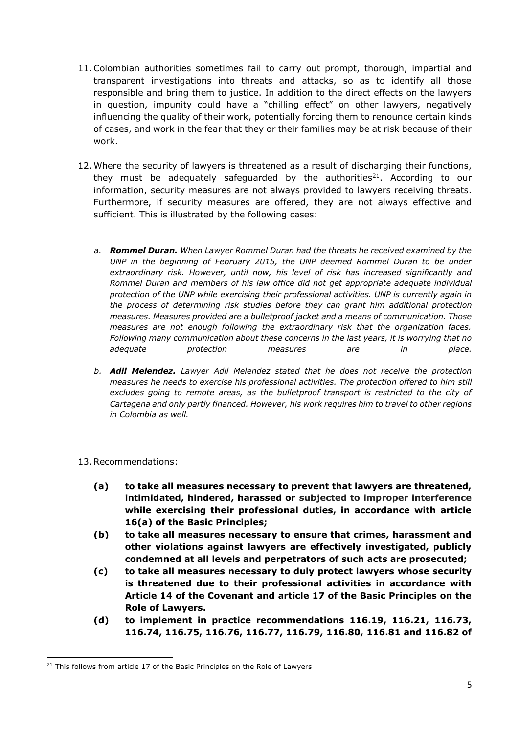11. Colombian authorities sometimes fail to carry out prompt, thorough, impartial and transparent investigations into threats and attacks, so as to identify all those responsible and bring them to justice. In addition to the direct effects on the lawyers in question, impunity could have a "chilling effect" on other lawyers, negatively influencing the quality of their work, potentially forcing them to renounce certain kinds of cases, and work in the fear that they or their families may be at risk because of their work.

12. Where the security of lawyers is threatened as a result of discharging their functions, they must be adequately safeguarded by the authorities[21]. According to our information, security measures are not always provided to lawyers receiving threats. Furthermore, if security measures are offered, they are not always effective and sufficient. This is illustrated by the following cases:

    a. ***Rommel Duran.*** *When Lawyer Rommel Duran had the threats he received examined by the UNP in the beginning of February 2015, the UNP deemed Rommel Duran to be under extraordinary risk. However, until now, his level of risk has increased significantly and Rommel Duran and members of his law office did not get appropriate adequate individual protection of the UNP while exercising their professional activities. UNP is currently again in the process of determining risk studies before they can grant him additional protection measures. Measures provided are a bulletproof jacket and a means of communication. Those measures are not enough following the extraordinary risk that the organization faces. Following many communication about these concerns in the last years, it is worrying that no adequate protection measures are in place.*

    b. ***Adil Melendez.*** *Lawyer Adil Melendez stated that he does not receive the protection measures he needs to exercise his professional activities. The protection offered to him still excludes going to remote areas, as the bulletproof transport is restricted to the city of Cartagena and only partly financed. However, his work requires him to travel to other regions in Colombia as well.*

13. Recommendations:

    **(a) to take all measures necessary to prevent that lawyers are threatened, intimidated, hindered, harassed or subjected to improper interference while exercising their professional duties, in accordance with article 16(a) of the Basic Principles;**

    **(b) to take all measures necessary to ensure that crimes, harassment and other violations against lawyers are effectively investigated, publicly condemned at all levels and perpetrators of such acts are prosecuted;**

    **(c) to take all measures necessary to duly protect lawyers whose security is threatened due to their professional activities in accordance with Article 14 of the Covenant and article 17 of the Basic Principles on the Role of Lawyers.**

    **(d) to implement in practice recommendations 116.19, 116.21, 116.73, 116.74, 116.75, 116.76, 116.77, 116.79, 116.80, 116.81 and 116.82 of**

[21] This follows from article 17 of the Basic Principles on the Role of Lawyers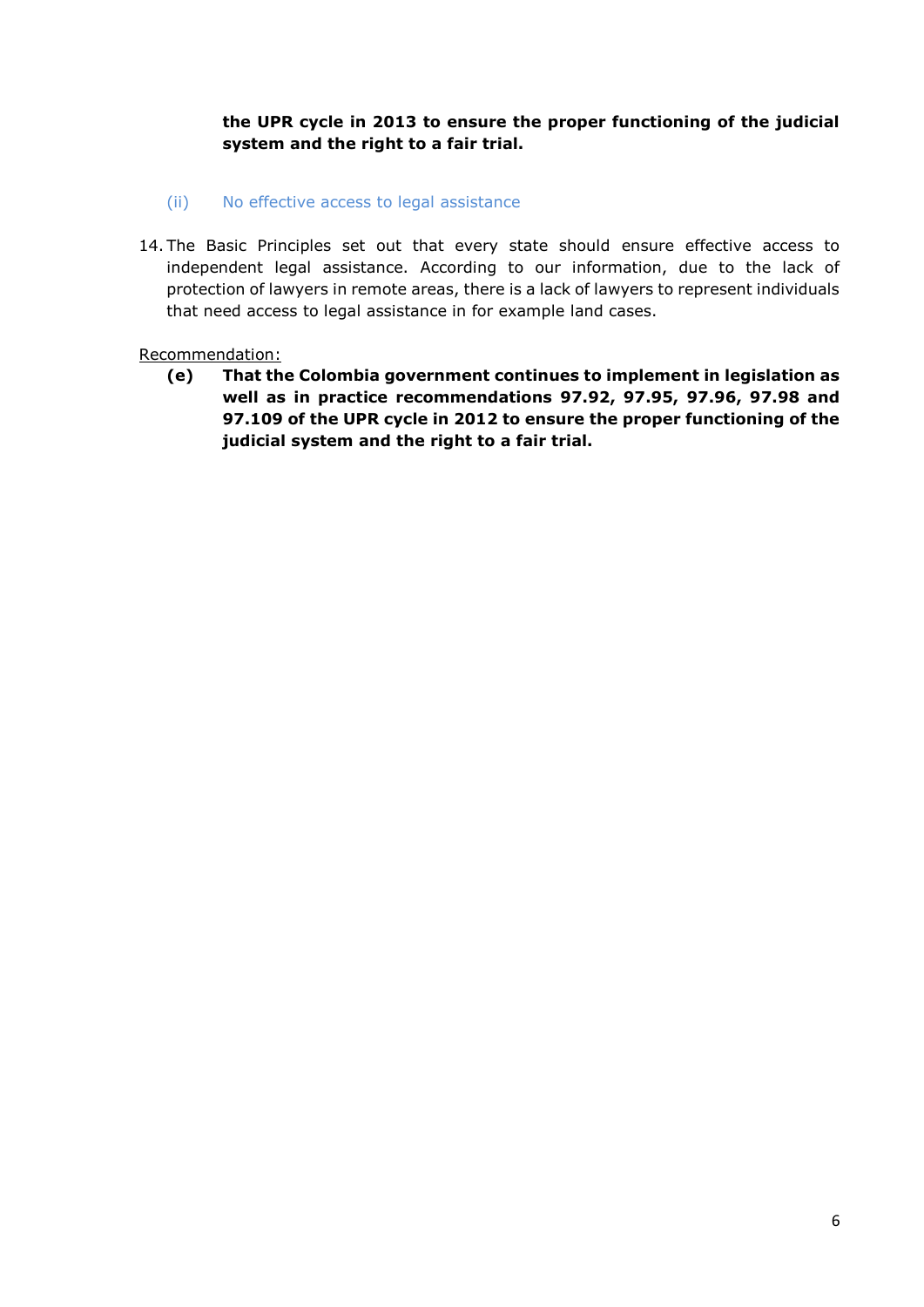**the UPR cycle in 2013 to ensure the proper functioning of the judicial system and the right to a fair trial.**

### (ii) No effective access to legal assistance

14. The Basic Principles set out that every state should ensure effective access to independent legal assistance. According to our information, due to the lack of protection of lawyers in remote areas, there is a lack of lawyers to represent individuals that need access to legal assistance in for example land cases.

Recommendation:

**(e) That the Colombia government continues to implement in legislation as well as in practice recommendations 97.92, 97.95, 97.96, 97.98 and 97.109 of the UPR cycle in 2012 to ensure the proper functioning of the judicial system and the right to a fair trial.**